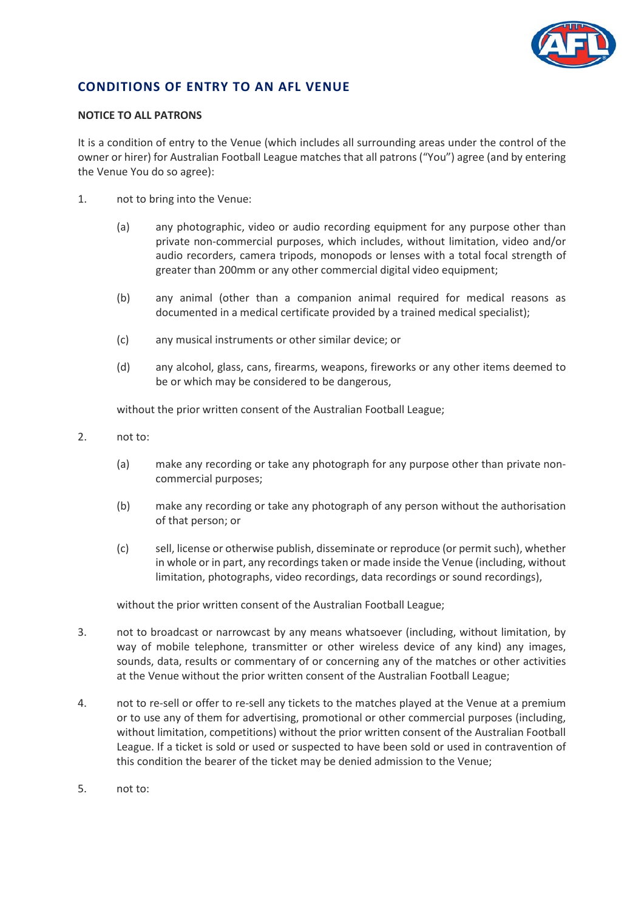## CONDITIONS OF ENTRY TO AN AFL VENUE

**NOTICE TO ALL PATRONS**

It is a condition of entry to the Venue (which includes all surrounding areas under the control of the owner or hirer) for Australian Football League matches that all patrons ("You") agree (and by entering the Venue You do so agree):

1. not to bring into the Venue:

   (a) any photographic, video or audio recording equipment for any purpose other than private non-commercial purposes, which includes, without limitation, video and/or audio recorders, camera tripods, monopods or lenses with a total focal strength of greater than 200mm or any other commercial digital video equipment;

   (b) any animal (other than a companion animal required for medical reasons as documented in a medical certificate provided by a trained medical specialist);

   (c) any musical instruments or other similar device; or

   (d) any alcohol, glass, cans, firearms, weapons, fireworks or any other items deemed to be or which may be considered to be dangerous,

   without the prior written consent of the Australian Football League;

2. not to:

   (a) make any recording or take any photograph for any purpose other than private non-commercial purposes;

   (b) make any recording or take any photograph of any person without the authorisation of that person; or

   (c) sell, license or otherwise publish, disseminate or reproduce (or permit such), whether in whole or in part, any recordings taken or made inside the Venue (including, without limitation, photographs, video recordings, data recordings or sound recordings),

   without the prior written consent of the Australian Football League;

3. not to broadcast or narrowcast by any means whatsoever (including, without limitation, by way of mobile telephone, transmitter or other wireless device of any kind) any images, sounds, data, results or commentary of or concerning any of the matches or other activities at the Venue without the prior written consent of the Australian Football League;

4. not to re-sell or offer to re-sell any tickets to the matches played at the Venue at a premium or to use any of them for advertising, promotional or other commercial purposes (including, without limitation, competitions) without the prior written consent of the Australian Football League. If a ticket is sold or used or suspected to have been sold or used in contravention of this condition the bearer of the ticket may be denied admission to the Venue;

5. not to: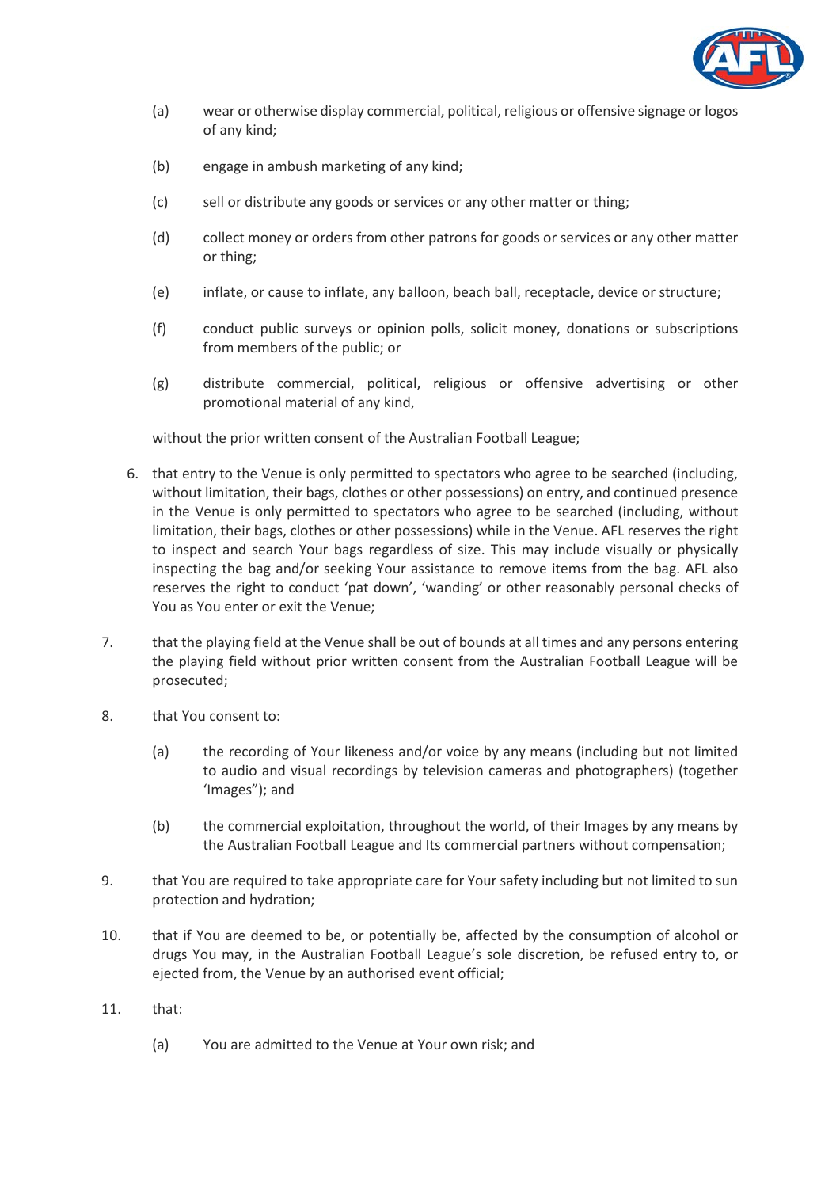(a) wear or otherwise display commercial, political, religious or offensive signage or logos of any kind;

(b) engage in ambush marketing of any kind;

(c) sell or distribute any goods or services or any other matter or thing;

(d) collect money or orders from other patrons for goods or services or any other matter or thing;

(e) inflate, or cause to inflate, any balloon, beach ball, receptacle, device or structure;

(f) conduct public surveys or opinion polls, solicit money, donations or subscriptions from members of the public; or

(g) distribute commercial, political, religious or offensive advertising or other promotional material of any kind,

without the prior written consent of the Australian Football League;

6. that entry to the Venue is only permitted to spectators who agree to be searched (including, without limitation, their bags, clothes or other possessions) on entry, and continued presence in the Venue is only permitted to spectators who agree to be searched (including, without limitation, their bags, clothes or other possessions) while in the Venue. AFL reserves the right to inspect and search Your bags regardless of size. This may include visually or physically inspecting the bag and/or seeking Your assistance to remove items from the bag. AFL also reserves the right to conduct 'pat down', 'wanding' or other reasonably personal checks of You as You enter or exit the Venue;

7. that the playing field at the Venue shall be out of bounds at all times and any persons entering the playing field without prior written consent from the Australian Football League will be prosecuted;

8. that You consent to:

   (a) the recording of Your likeness and/or voice by any means (including but not limited to audio and visual recordings by television cameras and photographers) (together 'Images"); and

   (b) the commercial exploitation, throughout the world, of their Images by any means by the Australian Football League and Its commercial partners without compensation;

9. that You are required to take appropriate care for Your safety including but not limited to sun protection and hydration;

10. that if You are deemed to be, or potentially be, affected by the consumption of alcohol or drugs You may, in the Australian Football League's sole discretion, be refused entry to, or ejected from, the Venue by an authorised event official;

11. that:

   (a) You are admitted to the Venue at Your own risk; and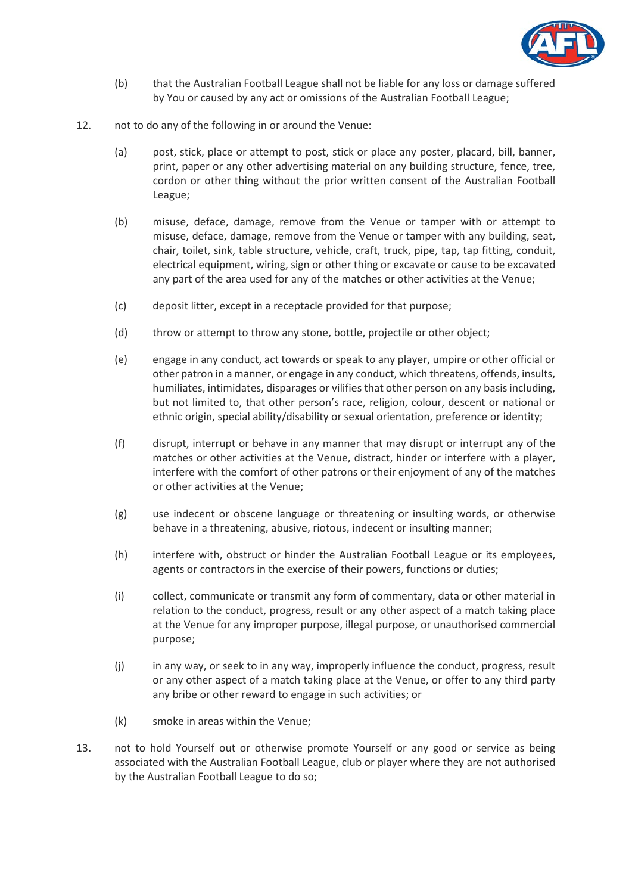(b) that the Australian Football League shall not be liable for any loss or damage suffered by You or caused by any act or omissions of the Australian Football League;

12. not to do any of the following in or around the Venue:

    (a) post, stick, place or attempt to post, stick or place any poster, placard, bill, banner, print, paper or any other advertising material on any building structure, fence, tree, cordon or other thing without the prior written consent of the Australian Football League;

    (b) misuse, deface, damage, remove from the Venue or tamper with or attempt to misuse, deface, damage, remove from the Venue or tamper with any building, seat, chair, toilet, sink, table structure, vehicle, craft, truck, pipe, tap, tap fitting, conduit, electrical equipment, wiring, sign or other thing or excavate or cause to be excavated any part of the area used for any of the matches or other activities at the Venue;

    (c) deposit litter, except in a receptacle provided for that purpose;

    (d) throw or attempt to throw any stone, bottle, projectile or other object;

    (e) engage in any conduct, act towards or speak to any player, umpire or other official or other patron in a manner, or engage in any conduct, which threatens, offends, insults, humiliates, intimidates, disparages or vilifies that other person on any basis including, but not limited to, that other person's race, religion, colour, descent or national or ethnic origin, special ability/disability or sexual orientation, preference or identity;

    (f) disrupt, interrupt or behave in any manner that may disrupt or interrupt any of the matches or other activities at the Venue, distract, hinder or interfere with a player, interfere with the comfort of other patrons or their enjoyment of any of the matches or other activities at the Venue;

    (g) use indecent or obscene language or threatening or insulting words, or otherwise behave in a threatening, abusive, riotous, indecent or insulting manner;

    (h) interfere with, obstruct or hinder the Australian Football League or its employees, agents or contractors in the exercise of their powers, functions or duties;

    (i) collect, communicate or transmit any form of commentary, data or other material in relation to the conduct, progress, result or any other aspect of a match taking place at the Venue for any improper purpose, illegal purpose, or unauthorised commercial purpose;

    (j) in any way, or seek to in any way, improperly influence the conduct, progress, result or any other aspect of a match taking place at the Venue, or offer to any third party any bribe or other reward to engage in such activities; or

    (k) smoke in areas within the Venue;

13. not to hold Yourself out or otherwise promote Yourself or any good or service as being associated with the Australian Football League, club or player where they are not authorised by the Australian Football League to do so;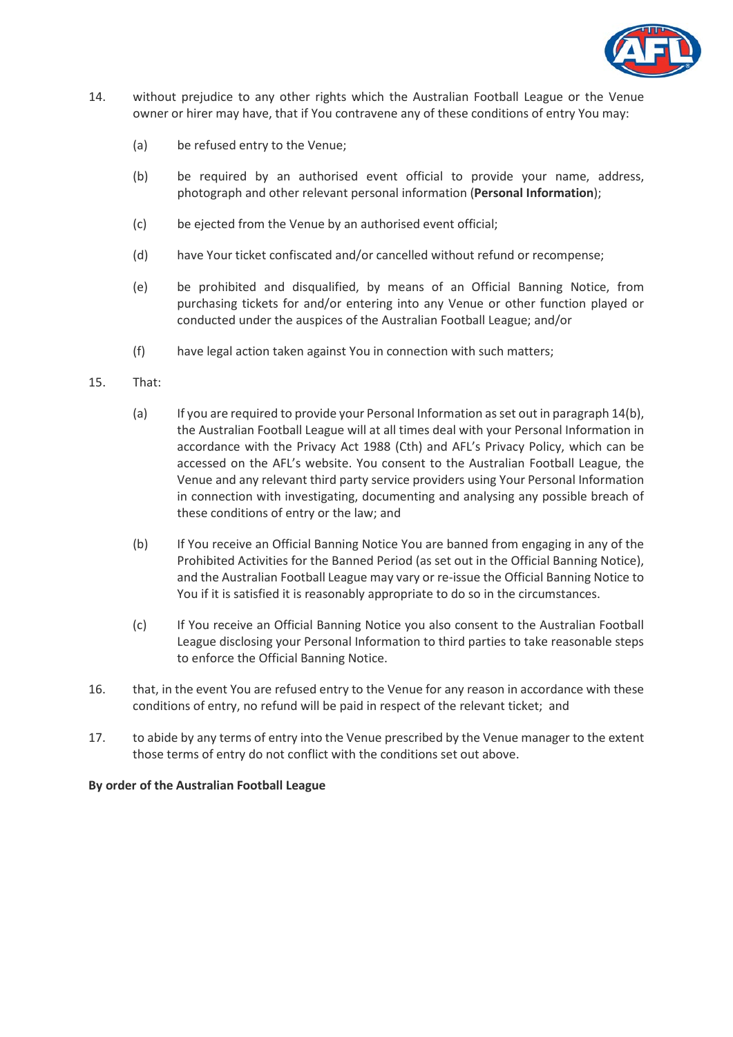14. without prejudice to any other rights which the Australian Football League or the Venue owner or hirer may have, that if You contravene any of these conditions of entry You may:

    (a) be refused entry to the Venue;

    (b) be required by an authorised event official to provide your name, address, photograph and other relevant personal information (**Personal Information**);

    (c) be ejected from the Venue by an authorised event official;

    (d) have Your ticket confiscated and/or cancelled without refund or recompense;

    (e) be prohibited and disqualified, by means of an Official Banning Notice, from purchasing tickets for and/or entering into any Venue or other function played or conducted under the auspices of the Australian Football League; and/or

    (f) have legal action taken against You in connection with such matters;

15. That:

    (a) If you are required to provide your Personal Information as set out in paragraph 14(b), the Australian Football League will at all times deal with your Personal Information in accordance with the Privacy Act 1988 (Cth) and AFL's Privacy Policy, which can be accessed on the AFL's website. You consent to the Australian Football League, the Venue and any relevant third party service providers using Your Personal Information in connection with investigating, documenting and analysing any possible breach of these conditions of entry or the law; and

    (b) If You receive an Official Banning Notice You are banned from engaging in any of the Prohibited Activities for the Banned Period (as set out in the Official Banning Notice), and the Australian Football League may vary or re-issue the Official Banning Notice to You if it is satisfied it is reasonably appropriate to do so in the circumstances.

    (c) If You receive an Official Banning Notice you also consent to the Australian Football League disclosing your Personal Information to third parties to take reasonable steps to enforce the Official Banning Notice.

16. that, in the event You are refused entry to the Venue for any reason in accordance with these conditions of entry, no refund will be paid in respect of the relevant ticket; and

17. to abide by any terms of entry into the Venue prescribed by the Venue manager to the extent those terms of entry do not conflict with the conditions set out above.

**By order of the Australian Football League**